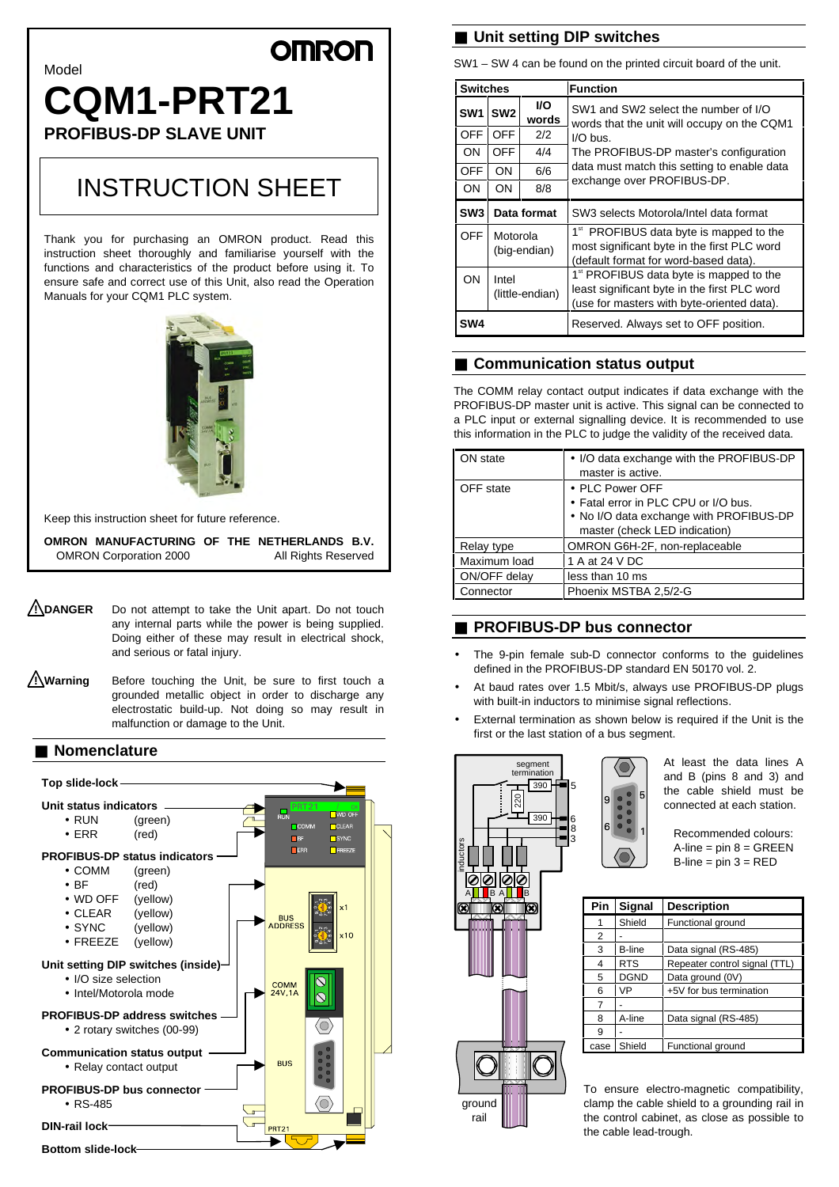OMRON

Model

# CQM1-PRT21

**PROFIBUS-DP SLAVE UNIT**

## INSTRUCTION SHEET

Thank you for purchasing an OMRON product. Read this instruction sheet thoroughly and familiarise yourself with the functions and characteristics of the product before using it. To ensure safe and correct use of this Unit, also read the Operation Manuals for your CQM1 PLC system.

Keep this instruction sheet for future reference.

**OMRON MANUFACTURING OF THE NETHERLANDS B.V.**
OMRON Corporation 2000 All Rights Reserved

**⚠DANGER** Do not attempt to take the Unit apart. Do not touch any internal parts while the power is being supplied. Doing either of these may result in electrical shock, and serious or fatal injury.

**⚠Warning** Before touching the Unit, be sure to first touch a grounded metallic object in order to discharge any electrostatic build-up. Not doing so may result in malfunction or damage to the Unit.

## Nomenclature

**Top slide-lock**

**Unit status indicators**
- RUN (green)
- ERR (red)

**PROFIBUS-DP status indicators**
- COMM (green)
- BF (red)
- WD OFF (yellow)
- CLEAR (yellow)
- SYNC (yellow)
- FREEZE (yellow)

**Unit setting DIP switches (inside)**
- I/O size selection
- Intel/Motorola mode

**PROFIBUS-DP address switches**
- 2 rotary switches (00-99)

**Communication status output**
- Relay contact output

**PROFIBUS-DP bus connector**
- RS-485

**DIN-rail lock**

**Bottom slide-lock**

## Unit setting DIP switches

SW1 – SW 4 can be found on the printed circuit board of the unit.

| Switches | | | Function |
|---|---|---|---|
| SW1 | SW2 | I/O words | SW1 and SW2 select the number of I/O words that the unit will occupy on the CQM1 I/O bus. The PROFIBUS-DP master's configuration data must match this setting to enable data exchange over PROFIBUS-DP. |
| OFF | OFF | 2/2 | |
| ON | OFF | 4/4 | |
| OFF | ON | 6/6 | |
| ON | ON | 8/8 | |
| SW3 | Data format | | SW3 selects Motorola/Intel data format |
| OFF | Motorola (big-endian) | | 1st PROFIBUS data byte is mapped to the most significant byte in the first PLC word (default format for word-based data). |
| ON | Intel (little-endian) | | 1st PROFIBUS data byte is mapped to the least significant byte in the first PLC word (use for masters with byte-oriented data). |
| SW4 | | | Reserved. Always set to OFF position. |

## Communication status output

The COMM relay contact output indicates if data exchange with the PROFIBUS-DP master unit is active. This signal can be connected to a PLC input or external signalling device. It is recommended to use this information in the PLC to judge the validity of the received data.

| | |
|---|---|
| ON state | • I/O data exchange with the PROFIBUS-DP master is active. |
| OFF state | • PLC Power OFF<br>• Fatal error in PLC CPU or I/O bus.<br>• No I/O data exchange with PROFIBUS-DP master (check LED indication) |
| Relay type | OMRON G6H-2F, non-replaceable |
| Maximum load | 1 A at 24 V DC |
| ON/OFF delay | less than 10 ms |
| Connector | Phoenix MSTBA 2,5/2-G |

## PROFIBUS-DP bus connector

- The 9-pin female sub-D connector conforms to the guidelines defined in the PROFIBUS-DP standard EN 50170 vol. 2.
- At baud rates over 1.5 Mbit/s, always use PROFIBUS-DP plugs with built-in inductors to minimise signal reflections.
- External termination as shown below is required if the Unit is the first or the last station of a bus segment.

At least the data lines A and B (pins 8 and 3) and the cable shield must be connected at each station.

Recommended colours:
A-line = pin 8 = GREEN
B-line = pin 3 = RED

| Pin | Signal | Description |
|---|---|---|
| 1 | Shield | Functional ground |
| 2 | - | |
| 3 | B-line | Data signal (RS-485) |
| 4 | RTS | Repeater control signal (TTL) |
| 5 | DGND | Data ground (0V) |
| 6 | VP | +5V for bus termination |
| 7 | - | |
| 8 | A-line | Data signal (RS-485) |
| 9 | - | |
| case | Shield | Functional ground |

To ensure electro-magnetic compatibility, clamp the cable shield to a grounding rail in the control cabinet, as close as possible to the cable lead-trough.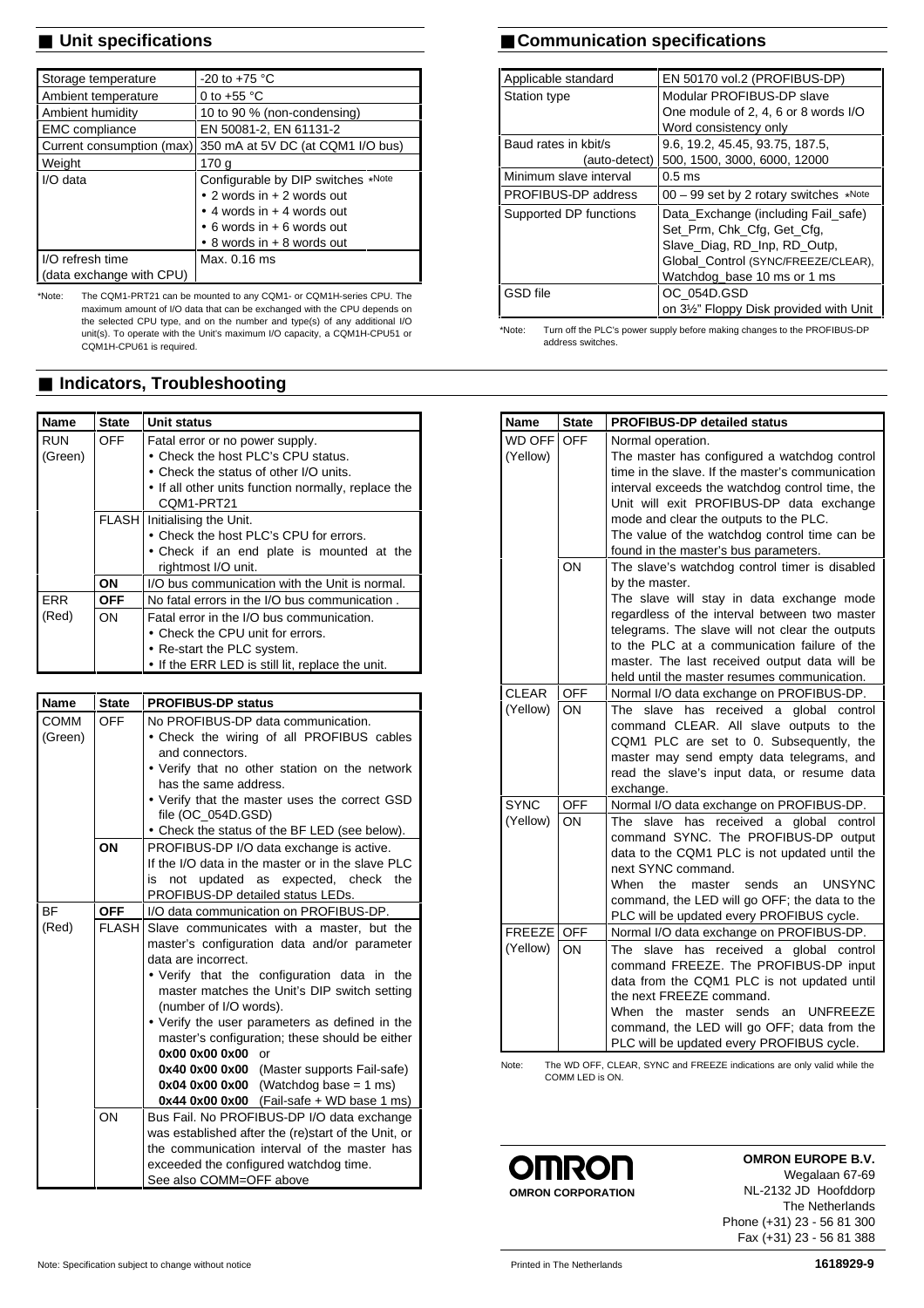## Unit specifications

| | |
|---|---|
| Storage temperature | -20 to +75 °C |
| Ambient temperature | 0 to +55 °C |
| Ambient humidity | 10 to 90 % (non-condensing) |
| EMC compliance | EN 50081-2, EN 61131-2 |
| Current consumption (max) | 350 mA at 5V DC (at CQM1 I/O bus) |
| Weight | 170 g |
| I/O data | Configurable by DIP switches *Note<br>• 2 words in + 2 words out<br>• 4 words in + 4 words out<br>• 6 words in + 6 words out<br>• 8 words in + 8 words out |
| I/O refresh time (data exchange with CPU) | Max. 0.16 ms |

*Note: The CQM1-PRT21 can be mounted to any CQM1- or CQM1H-series CPU. The maximum amount of I/O data that can be exchanged with the CPU depends on the selected CPU type, and on the number and type(s) of any additional I/O unit(s). To operate with the Unit's maximum I/O capacity, a CQM1H-CPU51 or CQM1H-CPU61 is required.

## Communication specifications

| | |
|---|---|
| Applicable standard | EN 50170 vol.2 (PROFIBUS-DP) |
| Station type | Modular PROFIBUS-DP slave<br>One module of 2, 4, 6 or 8 words I/O<br>Word consistency only |
| Baud rates in kbit/s (auto-detect) | 9.6, 19.2, 45.45, 93.75, 187.5, 500, 1500, 3000, 6000, 12000 |
| Minimum slave interval | 0.5 ms |
| PROFIBUS-DP address | 00 – 99 set by 2 rotary switches *Note |
| Supported DP functions | Data_Exchange (including Fail_safe)<br>Set_Prm, Chk_Cfg, Get_Cfg,<br>Slave_Diag, RD_Inp, RD_Outp,<br>Global_Control (SYNC/FREEZE/CLEAR),<br>Watchdog_base 10 ms or 1 ms |
| GSD file | OC_054D.GSD<br>on 3½" Floppy Disk provided with Unit |

*Note: Turn off the PLC's power supply before making changes to the PROFIBUS-DP address switches.

## Indicators, Troubleshooting

| Name | State | Unit status |
|---|---|---|
| RUN (Green) | OFF | Fatal error or no power supply.<br>• Check the host PLC's CPU status.<br>• Check the status of other I/O units.<br>• If all other units function normally, replace the CQM1-PRT21 |
| | FLASH | Initialising the Unit.<br>• Check the host PLC's CPU for errors.<br>• Check if an end plate is mounted at the rightmost I/O unit. |
| | **ON** | I/O bus communication with the Unit is normal. |
| ERR (Red) | **OFF** | No fatal errors in the I/O bus communication . |
| | ON | Fatal error in the I/O bus communication.<br>• Check the CPU unit for errors.<br>• Re-start the PLC system.<br>• If the ERR LED is still lit, replace the unit. |

| Name | State | PROFIBUS-DP status |
|---|---|---|
| COMM (Green) | OFF | No PROFIBUS-DP data communication.<br>• Check the wiring of all PROFIBUS cables and connectors.<br>• Verify that no other station on the network has the same address.<br>• Verify that the master uses the correct GSD file (OC_054D.GSD)<br>• Check the status of the BF LED (see below). |
| | **ON** | PROFIBUS-DP I/O data exchange is active.<br>If the I/O data in the master or in the slave PLC is not updated as expected, check the PROFIBUS-DP detailed status LEDs. |
| BF (Red) | **OFF** | I/O data communication on PROFIBUS-DP. |
| | FLASH | Slave communicates with a master, but the master's configuration data and/or parameter data are incorrect.<br>• Verify that the configuration data in the master matches the Unit's DIP switch setting (number of I/O words).<br>• Verify the user parameters as defined in the master's configuration; these should be either<br>**0x00 0x00 0x00** or<br>**0x40 0x00 0x00** (Master supports Fail-safe)<br>**0x04 0x00 0x00** (Watchdog base = 1 ms)<br>**0x44 0x00 0x00** (Fail-safe + WD base 1 ms) |
| | ON | Bus Fail. No PROFIBUS-DP I/O data exchange was established after the (re)start of the Unit, or the communication interval of the master has exceeded the configured watchdog time.<br>See also COMM=OFF above |

| Name | State | PROFIBUS-DP detailed status |
|---|---|---|
| WD OFF (Yellow) | OFF | Normal operation.<br>The master has configured a watchdog control time in the slave. If the master's communication interval exceeds the watchdog control time, the Unit will exit PROFIBUS-DP data exchange mode and clear the outputs to the PLC.<br>The value of the watchdog control time can be found in the master's bus parameters. |
| | ON | The slave's watchdog control timer is disabled by the master.<br>The slave will stay in data exchange mode regardless of the interval between two master telegrams. The slave will not clear the outputs to the PLC at a communication failure of the master. The last received output data will be held until the master resumes communication. |
| CLEAR (Yellow) | OFF | Normal I/O data exchange on PROFIBUS-DP. |
| | ON | The slave has received a global control command CLEAR. All slave outputs to the CQM1 PLC are set to 0. Subsequently, the master may send empty data telegrams, and read the slave's input data, or resume data exchange. |
| SYNC (Yellow) | OFF | Normal I/O data exchange on PROFIBUS-DP. |
| | ON | The slave has received a global control command SYNC. The PROFIBUS-DP output data to the CQM1 PLC is not updated until the next SYNC command.<br>When the master sends an UNSYNC command, the LED will go OFF; the data to the PLC will be updated every PROFIBUS cycle. |
| FREEZE (Yellow) | OFF | Normal I/O data exchange on PROFIBUS-DP. |
| | ON | The slave has received a global control command FREEZE. The PROFIBUS-DP input data from the CQM1 PLC is not updated until the next FREEZE command.<br>When the master sends an UNFREEZE command, the LED will go OFF; data from the PLC will be updated every PROFIBUS cycle. |

Note: The WD OFF, CLEAR, SYNC and FREEZE indications are only valid while the COMM LED is ON.

OMRON
OMRON CORPORATION

**OMRON EUROPE B.V.**
Wegalaan 67-69
NL-2132 JD Hoofddorp
The Netherlands
Phone (+31) 23 - 56 81 300
Fax (+31) 23 - 56 81 388

Note: Specification subject to change without notice

Printed in The Netherlands

**1618929-9**